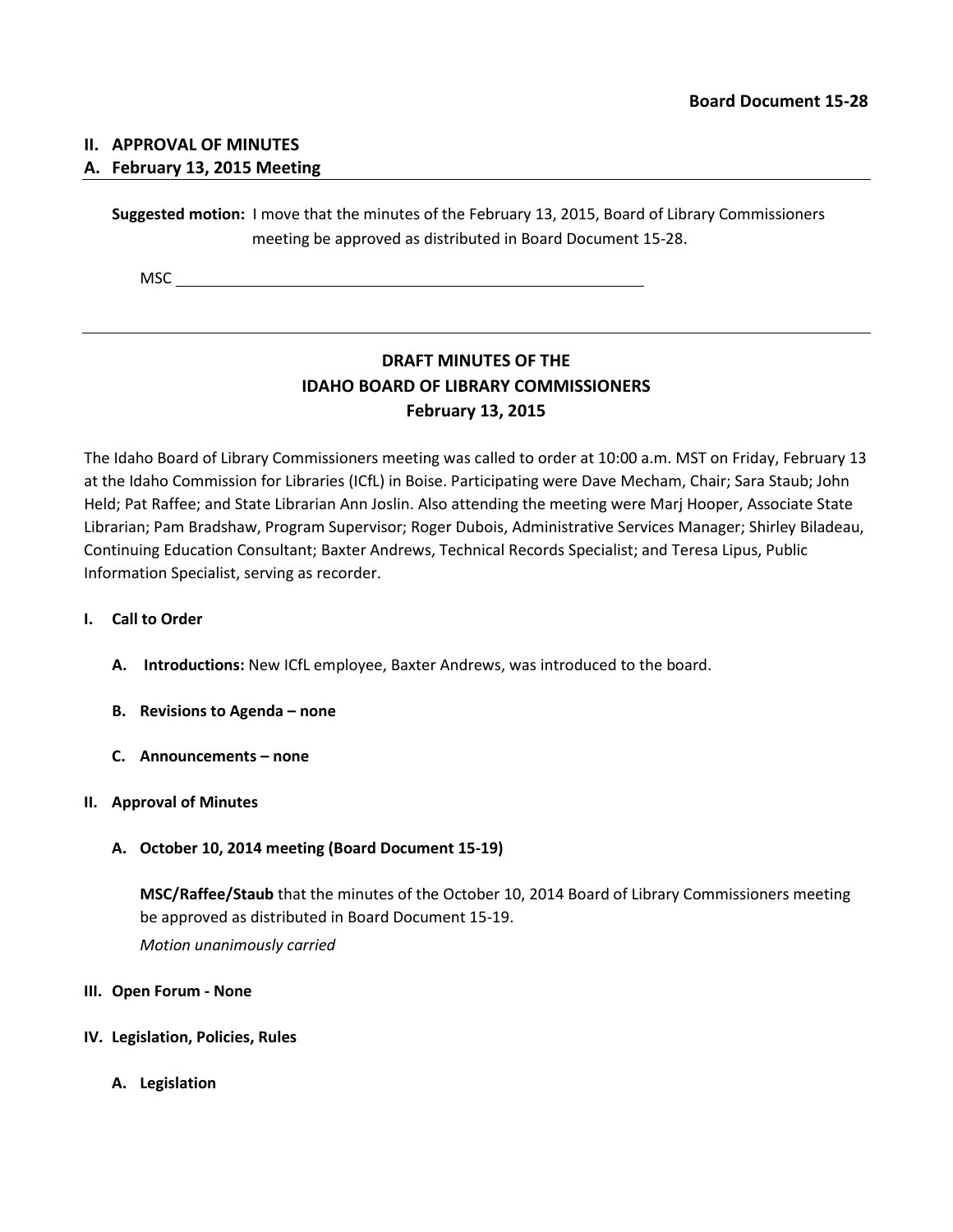**Board Document 15-28**

## II. APPROVAL OF MINUTES

### A. February 13, 2015 Meeting

**Suggested motion:** I move that the minutes of the February 13, 2015, Board of Library Commissioners meeting be approved as distributed in Board Document 15-28.

MSC \_\_\_\_\_\_\_\_\_\_\_\_\_\_\_\_\_\_\_\_\_\_\_\_\_\_\_\_\_\_\_\_\_\_\_\_\_\_\_\_\_\_\_\_\_\_\_\_

---

# DRAFT MINUTES OF THE IDAHO BOARD OF LIBRARY COMMISSIONERS February 13, 2015

The Idaho Board of Library Commissioners meeting was called to order at 10:00 a.m. MST on Friday, February 13 at the Idaho Commission for Libraries (ICfL) in Boise. Participating were Dave Mecham, Chair; Sara Staub; John Held; Pat Raffee; and State Librarian Ann Joslin. Also attending the meeting were Marj Hooper, Associate State Librarian; Pam Bradshaw, Program Supervisor; Roger Dubois, Administrative Services Manager; Shirley Biladeau, Continuing Education Consultant; Baxter Andrews, Technical Records Specialist; and Teresa Lipus, Public Information Specialist, serving as recorder.

**I. Call to Order**

**A. Introductions:** New ICfL employee, Baxter Andrews, was introduced to the board.

**B. Revisions to Agenda – none**

**C. Announcements – none**

**II. Approval of Minutes**

**A. October 10, 2014 meeting (Board Document 15-19)**

**MSC/Raffee/Staub** that the minutes of the October 10, 2014 Board of Library Commissioners meeting be approved as distributed in Board Document 15-19.

*Motion unanimously carried*

**III. Open Forum - None**

**IV. Legislation, Policies, Rules**

**A. Legislation**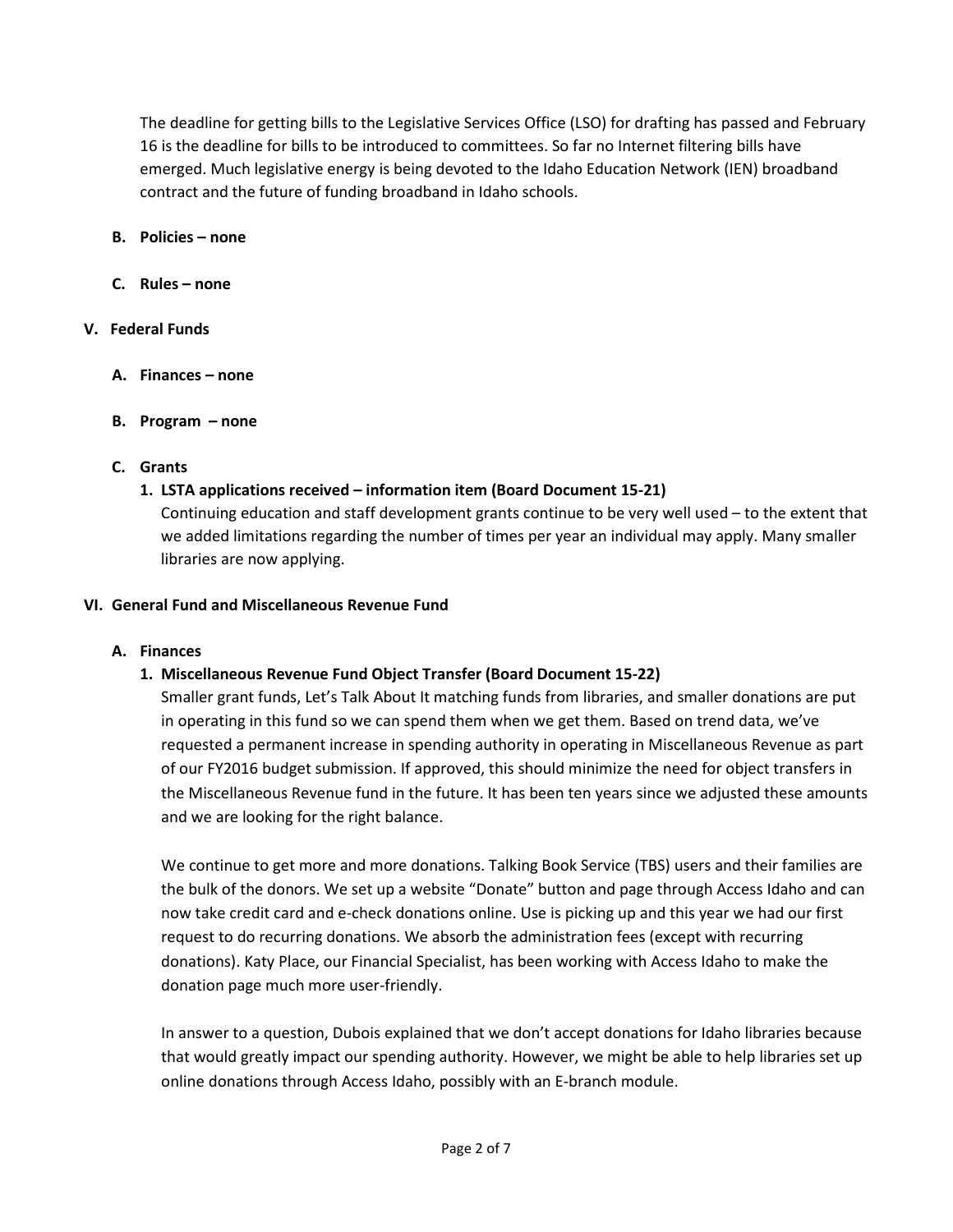The deadline for getting bills to the Legislative Services Office (LSO) for drafting has passed and February 16 is the deadline for bills to be introduced to committees. So far no Internet filtering bills have emerged. Much legislative energy is being devoted to the Idaho Education Network (IEN) broadband contract and the future of funding broadband in Idaho schools.

**B. Policies – none**

**C. Rules – none**

## V. Federal Funds

**A. Finances – none**

**B. Program – none**

**C. Grants**

**1. LSTA applications received – information item (Board Document 15-21)**

Continuing education and staff development grants continue to be very well used – to the extent that we added limitations regarding the number of times per year an individual may apply. Many smaller libraries are now applying.

## VI. General Fund and Miscellaneous Revenue Fund

**A. Finances**

**1. Miscellaneous Revenue Fund Object Transfer (Board Document 15-22)**

Smaller grant funds, Let's Talk About It matching funds from libraries, and smaller donations are put in operating in this fund so we can spend them when we get them. Based on trend data, we've requested a permanent increase in spending authority in operating in Miscellaneous Revenue as part of our FY2016 budget submission. If approved, this should minimize the need for object transfers in the Miscellaneous Revenue fund in the future. It has been ten years since we adjusted these amounts and we are looking for the right balance.

We continue to get more and more donations. Talking Book Service (TBS) users and their families are the bulk of the donors. We set up a website "Donate" button and page through Access Idaho and can now take credit card and e-check donations online. Use is picking up and this year we had our first request to do recurring donations. We absorb the administration fees (except with recurring donations). Katy Place, our Financial Specialist, has been working with Access Idaho to make the donation page much more user-friendly.

In answer to a question, Dubois explained that we don't accept donations for Idaho libraries because that would greatly impact our spending authority. However, we might be able to help libraries set up online donations through Access Idaho, possibly with an E-branch module.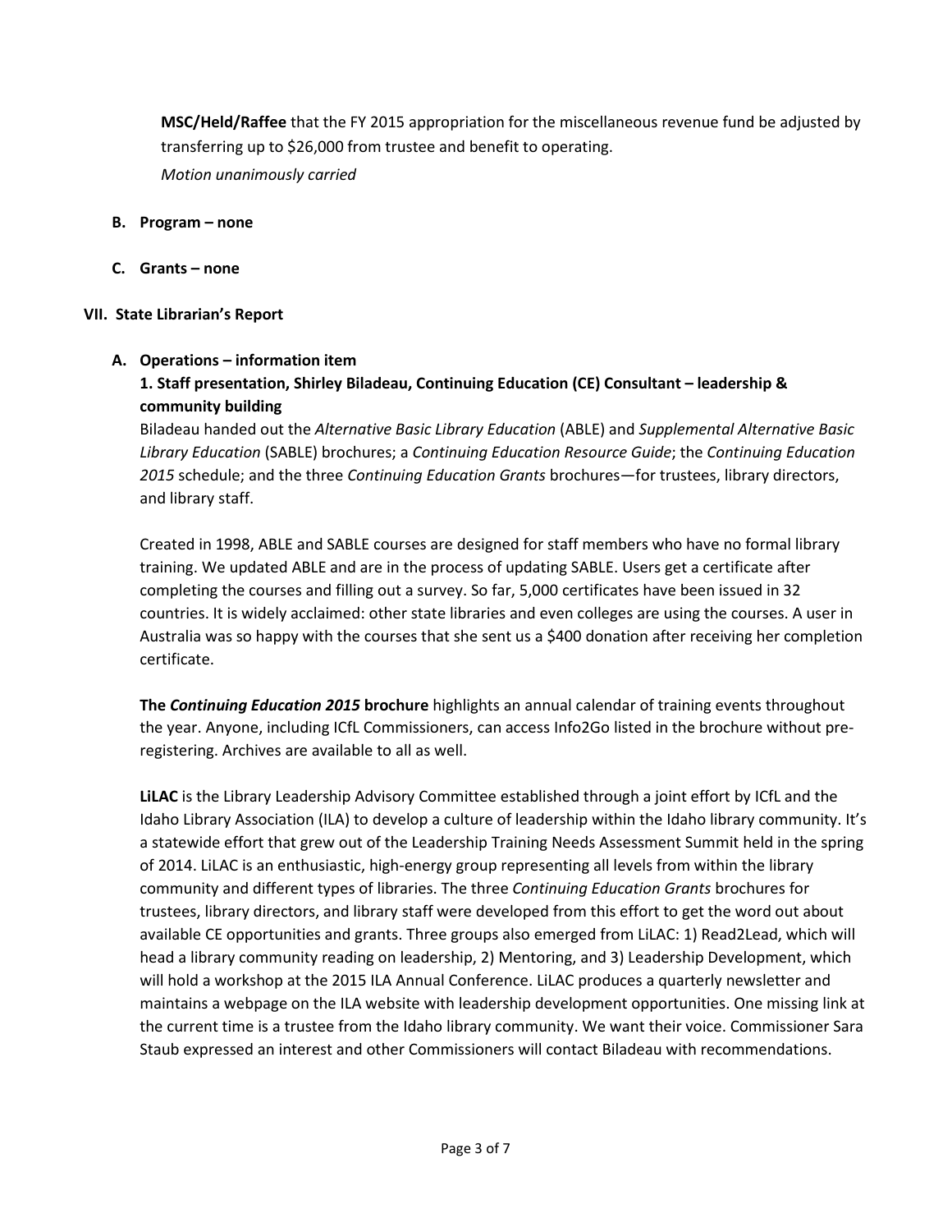**MSC/Held/Raffee** that the FY 2015 appropriation for the miscellaneous revenue fund be adjusted by transferring up to $26,000 from trustee and benefit to operating.

*Motion unanimously carried*

**B. Program – none**

**C. Grants – none**

## VII. State Librarian's Report

**A. Operations – information item**

**1. Staff presentation, Shirley Biladeau, Continuing Education (CE) Consultant – leadership & community building**

Biladeau handed out the *Alternative Basic Library Education* (ABLE) and *Supplemental Alternative Basic Library Education* (SABLE) brochures; a *Continuing Education Resource Guide*; the *Continuing Education 2015* schedule; and the three *Continuing Education Grants* brochures—for trustees, library directors, and library staff.

Created in 1998, ABLE and SABLE courses are designed for staff members who have no formal library training. We updated ABLE and are in the process of updating SABLE. Users get a certificate after completing the courses and filling out a survey. So far, 5,000 certificates have been issued in 32 countries. It is widely acclaimed: other state libraries and even colleges are using the courses. A user in Australia was so happy with the courses that she sent us a $400 donation after receiving her completion certificate.

**The *Continuing Education 2015* brochure** highlights an annual calendar of training events throughout the year. Anyone, including ICfL Commissioners, can access Info2Go listed in the brochure without pre-registering. Archives are available to all as well.

**LiLAC** is the Library Leadership Advisory Committee established through a joint effort by ICfL and the Idaho Library Association (ILA) to develop a culture of leadership within the Idaho library community. It's a statewide effort that grew out of the Leadership Training Needs Assessment Summit held in the spring of 2014. LiLAC is an enthusiastic, high-energy group representing all levels from within the library community and different types of libraries. The three *Continuing Education Grants* brochures for trustees, library directors, and library staff were developed from this effort to get the word out about available CE opportunities and grants. Three groups also emerged from LiLAC: 1) Read2Lead, which will head a library community reading on leadership, 2) Mentoring, and 3) Leadership Development, which will hold a workshop at the 2015 ILA Annual Conference. LiLAC produces a quarterly newsletter and maintains a webpage on the ILA website with leadership development opportunities. One missing link at the current time is a trustee from the Idaho library community. We want their voice. Commissioner Sara Staub expressed an interest and other Commissioners will contact Biladeau with recommendations.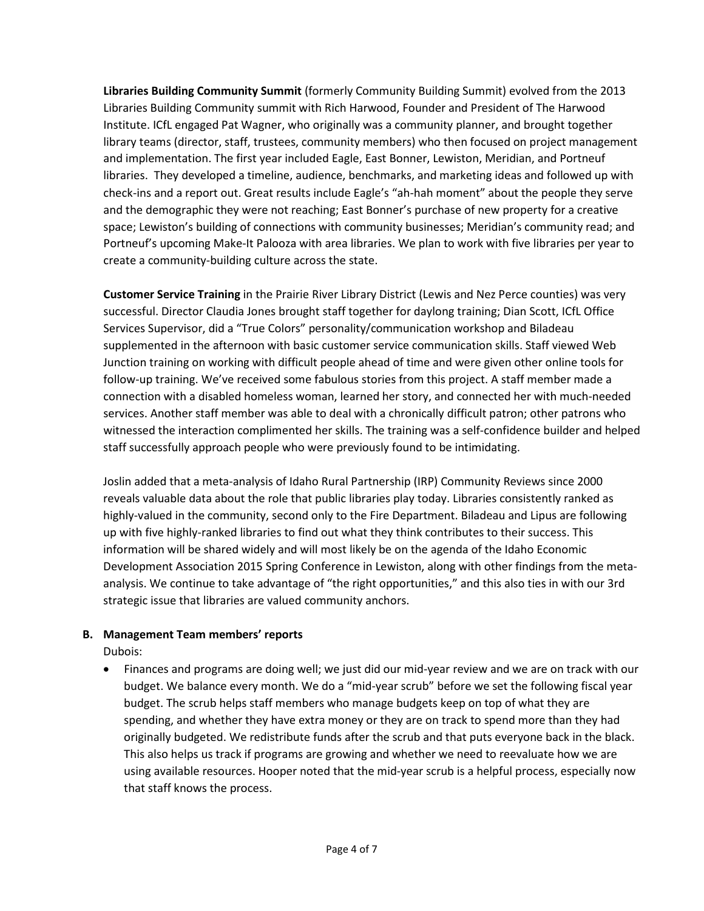**Libraries Building Community Summit** (formerly Community Building Summit) evolved from the 2013 Libraries Building Community summit with Rich Harwood, Founder and President of The Harwood Institute. ICfL engaged Pat Wagner, who originally was a community planner, and brought together library teams (director, staff, trustees, community members) who then focused on project management and implementation. The first year included Eagle, East Bonner, Lewiston, Meridian, and Portneuf libraries. They developed a timeline, audience, benchmarks, and marketing ideas and followed up with check-ins and a report out. Great results include Eagle's "ah-hah moment" about the people they serve and the demographic they were not reaching; East Bonner's purchase of new property for a creative space; Lewiston's building of connections with community businesses; Meridian's community read; and Portneuf's upcoming Make-It Palooza with area libraries. We plan to work with five libraries per year to create a community-building culture across the state.

**Customer Service Training** in the Prairie River Library District (Lewis and Nez Perce counties) was very successful. Director Claudia Jones brought staff together for daylong training; Dian Scott, ICfL Office Services Supervisor, did a "True Colors" personality/communication workshop and Biladeau supplemented in the afternoon with basic customer service communication skills. Staff viewed Web Junction training on working with difficult people ahead of time and were given other online tools for follow-up training. We've received some fabulous stories from this project. A staff member made a connection with a disabled homeless woman, learned her story, and connected her with much-needed services. Another staff member was able to deal with a chronically difficult patron; other patrons who witnessed the interaction complimented her skills. The training was a self-confidence builder and helped staff successfully approach people who were previously found to be intimidating.

Joslin added that a meta-analysis of Idaho Rural Partnership (IRP) Community Reviews since 2000 reveals valuable data about the role that public libraries play today. Libraries consistently ranked as highly-valued in the community, second only to the Fire Department. Biladeau and Lipus are following up with five highly-ranked libraries to find out what they think contributes to their success. This information will be shared widely and will most likely be on the agenda of the Idaho Economic Development Association 2015 Spring Conference in Lewiston, along with other findings from the meta-analysis. We continue to take advantage of "the right opportunities," and this also ties in with our 3rd strategic issue that libraries are valued community anchors.

**B. Management Team members' reports**

Dubois:

- Finances and programs are doing well; we just did our mid-year review and we are on track with our budget. We balance every month. We do a "mid-year scrub" before we set the following fiscal year budget. The scrub helps staff members who manage budgets keep on top of what they are spending, and whether they have extra money or they are on track to spend more than they had originally budgeted. We redistribute funds after the scrub and that puts everyone back in the black. This also helps us track if programs are growing and whether we need to reevaluate how we are using available resources. Hooper noted that the mid-year scrub is a helpful process, especially now that staff knows the process.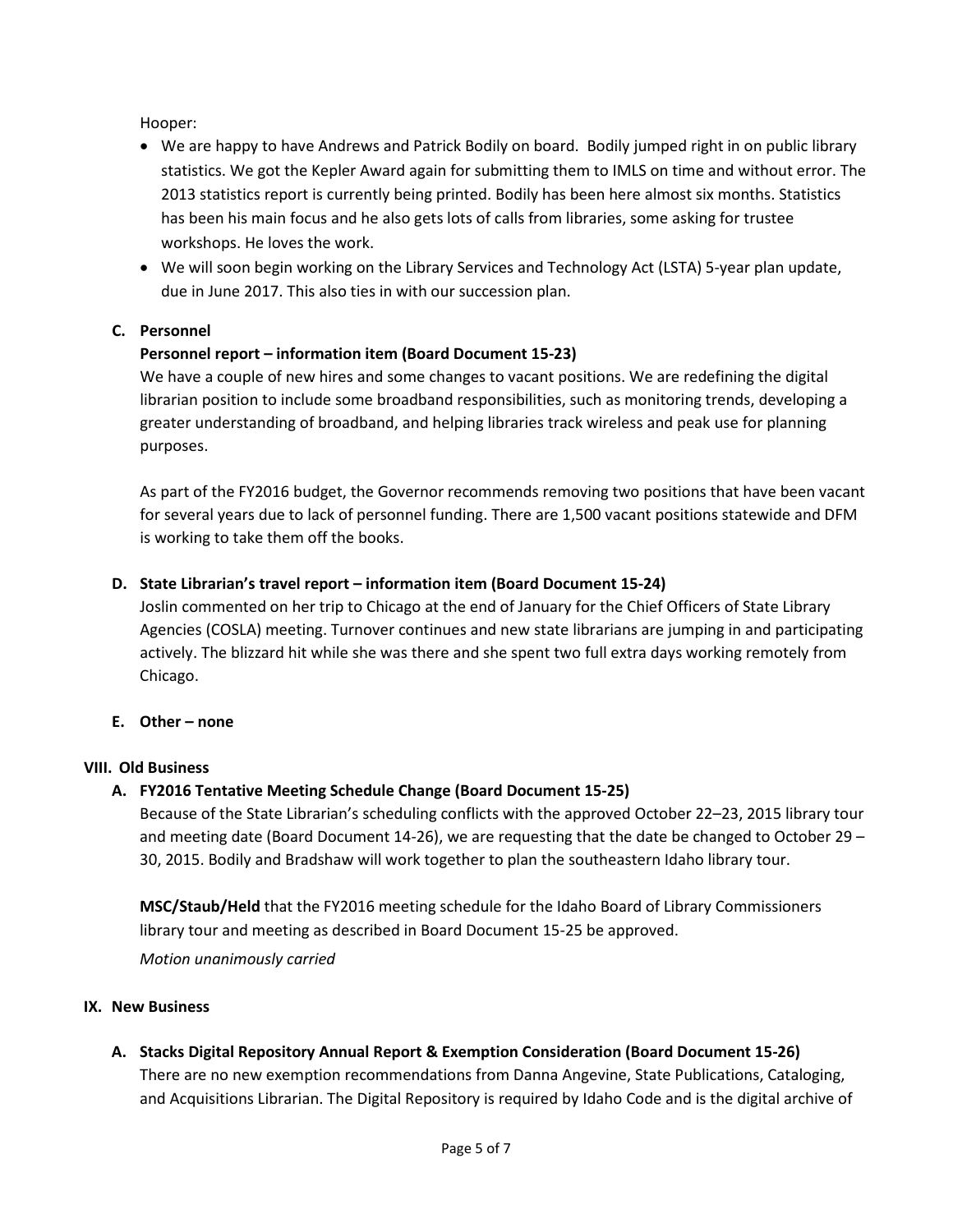Hooper:

- We are happy to have Andrews and Patrick Bodily on board. Bodily jumped right in on public library statistics. We got the Kepler Award again for submitting them to IMLS on time and without error. The 2013 statistics report is currently being printed. Bodily has been here almost six months. Statistics has been his main focus and he also gets lots of calls from libraries, some asking for trustee workshops. He loves the work.
- We will soon begin working on the Library Services and Technology Act (LSTA) 5-year plan update, due in June 2017. This also ties in with our succession plan.

**C. Personnel**

**Personnel report – information item (Board Document 15-23)**

We have a couple of new hires and some changes to vacant positions. We are redefining the digital librarian position to include some broadband responsibilities, such as monitoring trends, developing a greater understanding of broadband, and helping libraries track wireless and peak use for planning purposes.

As part of the FY2016 budget, the Governor recommends removing two positions that have been vacant for several years due to lack of personnel funding. There are 1,500 vacant positions statewide and DFM is working to take them off the books.

**D. State Librarian's travel report – information item (Board Document 15-24)**

Joslin commented on her trip to Chicago at the end of January for the Chief Officers of State Library Agencies (COSLA) meeting. Turnover continues and new state librarians are jumping in and participating actively. The blizzard hit while she was there and she spent two full extra days working remotely from Chicago.

**E. Other – none**

## VIII. Old Business

**A. FY2016 Tentative Meeting Schedule Change (Board Document 15-25)**

Because of the State Librarian's scheduling conflicts with the approved October 22–23, 2015 library tour and meeting date (Board Document 14-26), we are requesting that the date be changed to October 29 – 30, 2015. Bodily and Bradshaw will work together to plan the southeastern Idaho library tour.

**MSC/Staub/Held** that the FY2016 meeting schedule for the Idaho Board of Library Commissioners library tour and meeting as described in Board Document 15-25 be approved.

*Motion unanimously carried*

## IX. New Business

**A. Stacks Digital Repository Annual Report & Exemption Consideration (Board Document 15-26)**

There are no new exemption recommendations from Danna Angevine, State Publications, Cataloging, and Acquisitions Librarian. The Digital Repository is required by Idaho Code and is the digital archive of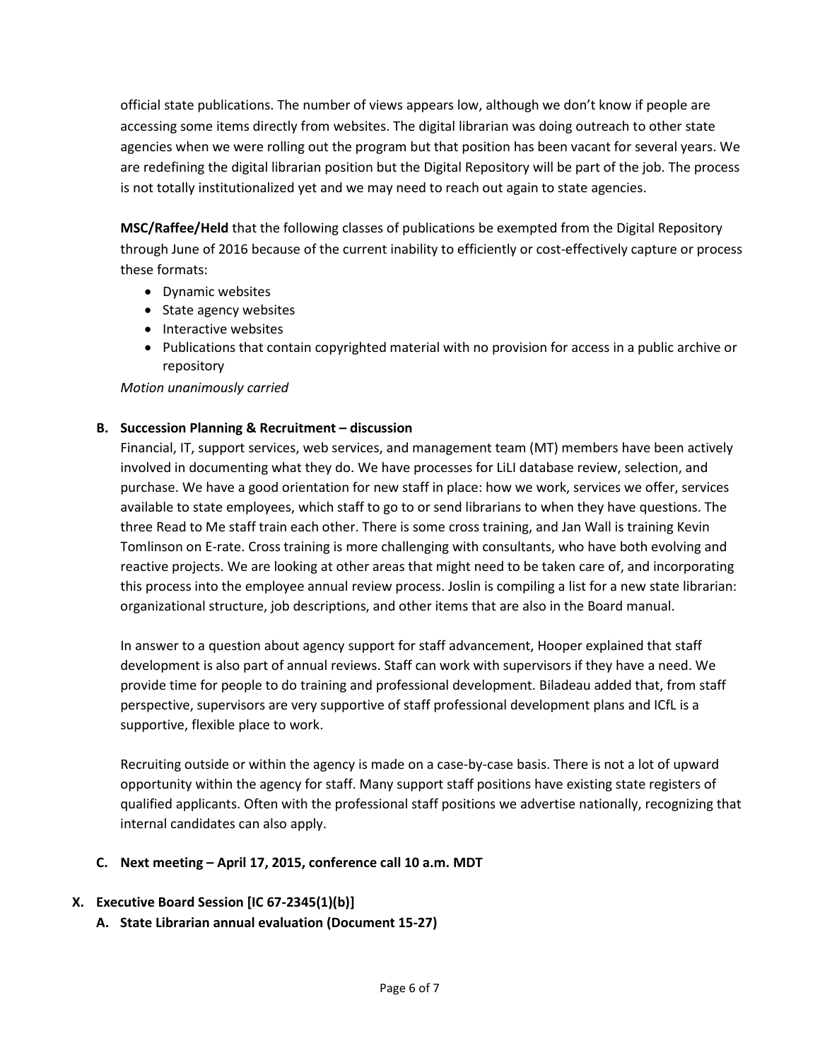official state publications. The number of views appears low, although we don't know if people are accessing some items directly from websites. The digital librarian was doing outreach to other state agencies when we were rolling out the program but that position has been vacant for several years. We are redefining the digital librarian position but the Digital Repository will be part of the job. The process is not totally institutionalized yet and we may need to reach out again to state agencies.

**MSC/Raffee/Held** that the following classes of publications be exempted from the Digital Repository through June of 2016 because of the current inability to efficiently or cost-effectively capture or process these formats:

- Dynamic websites
- State agency websites
- Interactive websites
- Publications that contain copyrighted material with no provision for access in a public archive or repository

*Motion unanimously carried*

**B. Succession Planning & Recruitment – discussion**

Financial, IT, support services, web services, and management team (MT) members have been actively involved in documenting what they do. We have processes for LiLI database review, selection, and purchase. We have a good orientation for new staff in place: how we work, services we offer, services available to state employees, which staff to go to or send librarians to when they have questions. The three Read to Me staff train each other. There is some cross training, and Jan Wall is training Kevin Tomlinson on E-rate. Cross training is more challenging with consultants, who have both evolving and reactive projects. We are looking at other areas that might need to be taken care of, and incorporating this process into the employee annual review process. Joslin is compiling a list for a new state librarian: organizational structure, job descriptions, and other items that are also in the Board manual.

In answer to a question about agency support for staff advancement, Hooper explained that staff development is also part of annual reviews. Staff can work with supervisors if they have a need. We provide time for people to do training and professional development. Biladeau added that, from staff perspective, supervisors are very supportive of staff professional development plans and ICfL is a supportive, flexible place to work.

Recruiting outside or within the agency is made on a case-by-case basis. There is not a lot of upward opportunity within the agency for staff. Many support staff positions have existing state registers of qualified applicants. Often with the professional staff positions we advertise nationally, recognizing that internal candidates can also apply.

**C. Next meeting – April 17, 2015, conference call 10 a.m. MDT**

## X. Executive Board Session [IC 67-2345(1)(b)]

**A. State Librarian annual evaluation (Document 15-27)**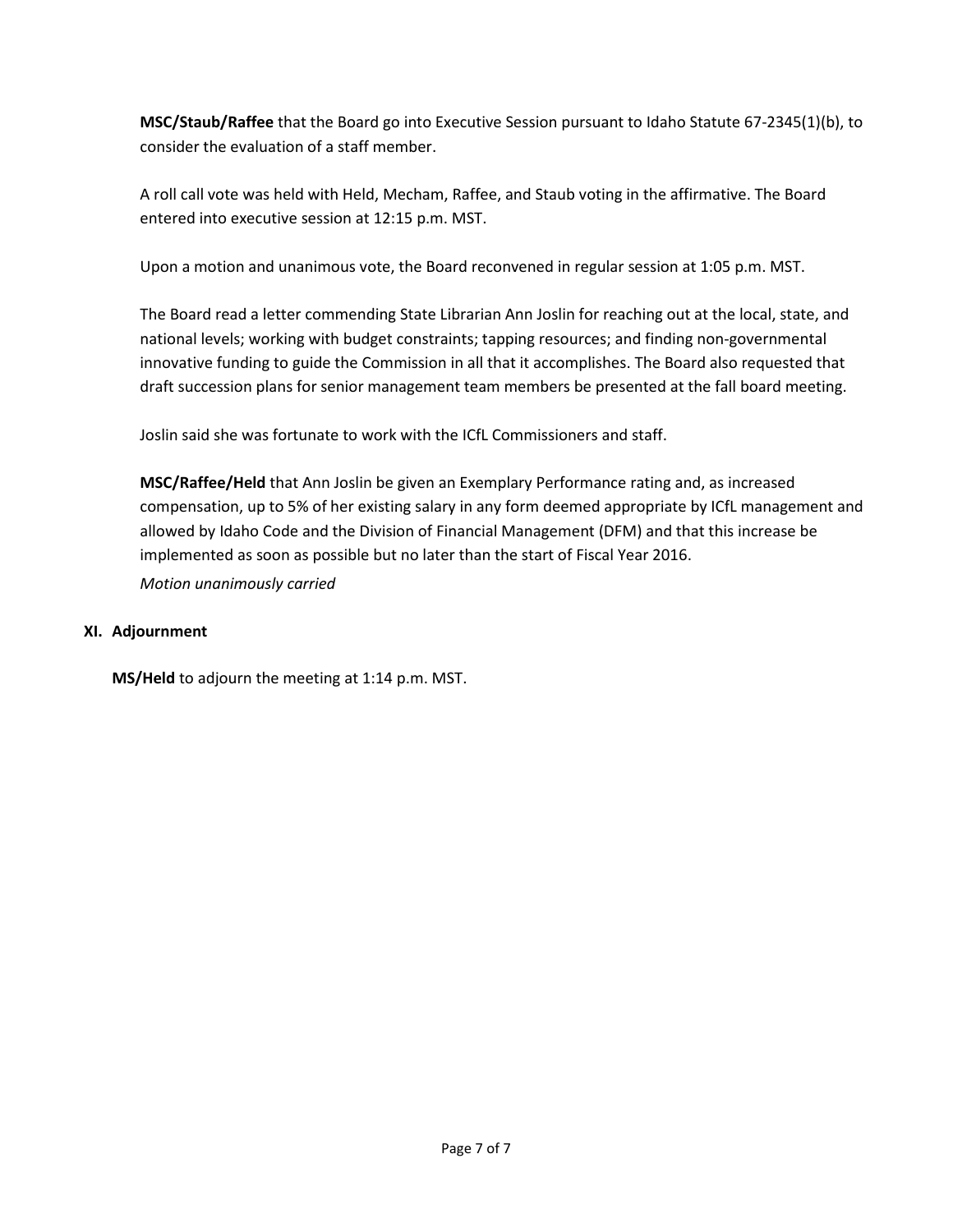**MSC/Staub/Raffee** that the Board go into Executive Session pursuant to Idaho Statute 67-2345(1)(b), to consider the evaluation of a staff member.

A roll call vote was held with Held, Mecham, Raffee, and Staub voting in the affirmative. The Board entered into executive session at 12:15 p.m. MST.

Upon a motion and unanimous vote, the Board reconvened in regular session at 1:05 p.m. MST.

The Board read a letter commending State Librarian Ann Joslin for reaching out at the local, state, and national levels; working with budget constraints; tapping resources; and finding non-governmental innovative funding to guide the Commission in all that it accomplishes. The Board also requested that draft succession plans for senior management team members be presented at the fall board meeting.

Joslin said she was fortunate to work with the ICfL Commissioners and staff.

**MSC/Raffee/Held** that Ann Joslin be given an Exemplary Performance rating and, as increased compensation, up to 5% of her existing salary in any form deemed appropriate by ICfL management and allowed by Idaho Code and the Division of Financial Management (DFM) and that this increase be implemented as soon as possible but no later than the start of Fiscal Year 2016.

*Motion unanimously carried*

## XI. Adjournment

**MS/Held** to adjourn the meeting at 1:14 p.m. MST.